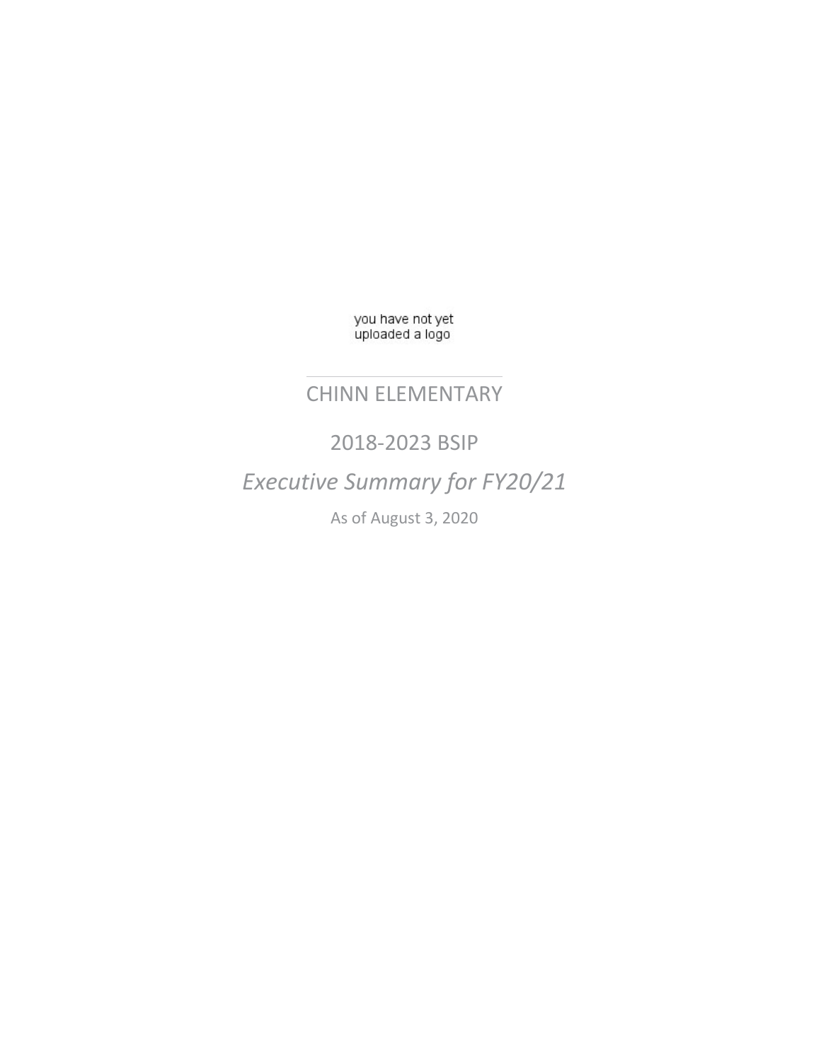you have not yet uploaded a logo

# CHINN ELEMENTARY

## 2018-2023 BSIP

## *Executive Summary for FY20/21*

As of August 3, 2020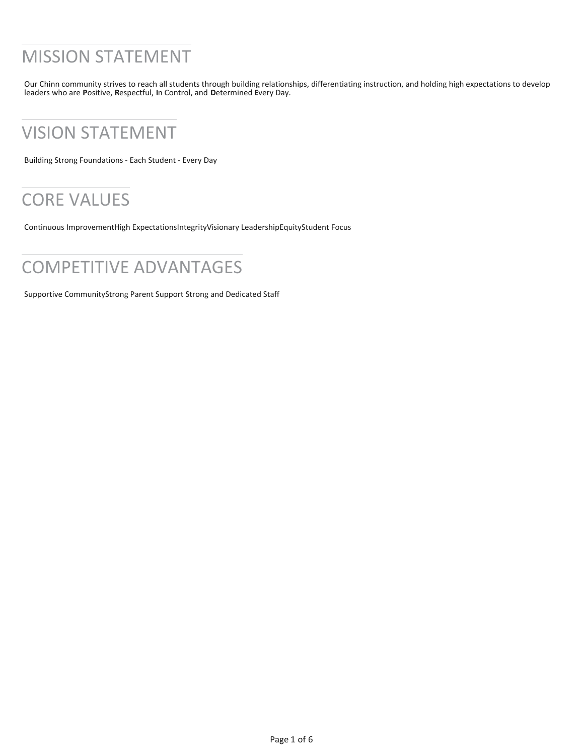# MISSION STATEMENT

Our Chinn community strives to reach all students through building relationships, differentiating instruction, and holding high expectations to develop leaders who are **P**ositive, **R**espectful, **I**n Control, and **D**etermined **E**very Day.

# VISION STATEMENT

Building Strong Foundations - Each Student - Every Day

# CORE VALUES

Continuous ImprovementHigh ExpectationsIntegrityVisionary LeadershipEquityStudent Focus

# COMPETITIVE ADVANTAGES

Supportive CommunityStrong Parent Support Strong and Dedicated Staff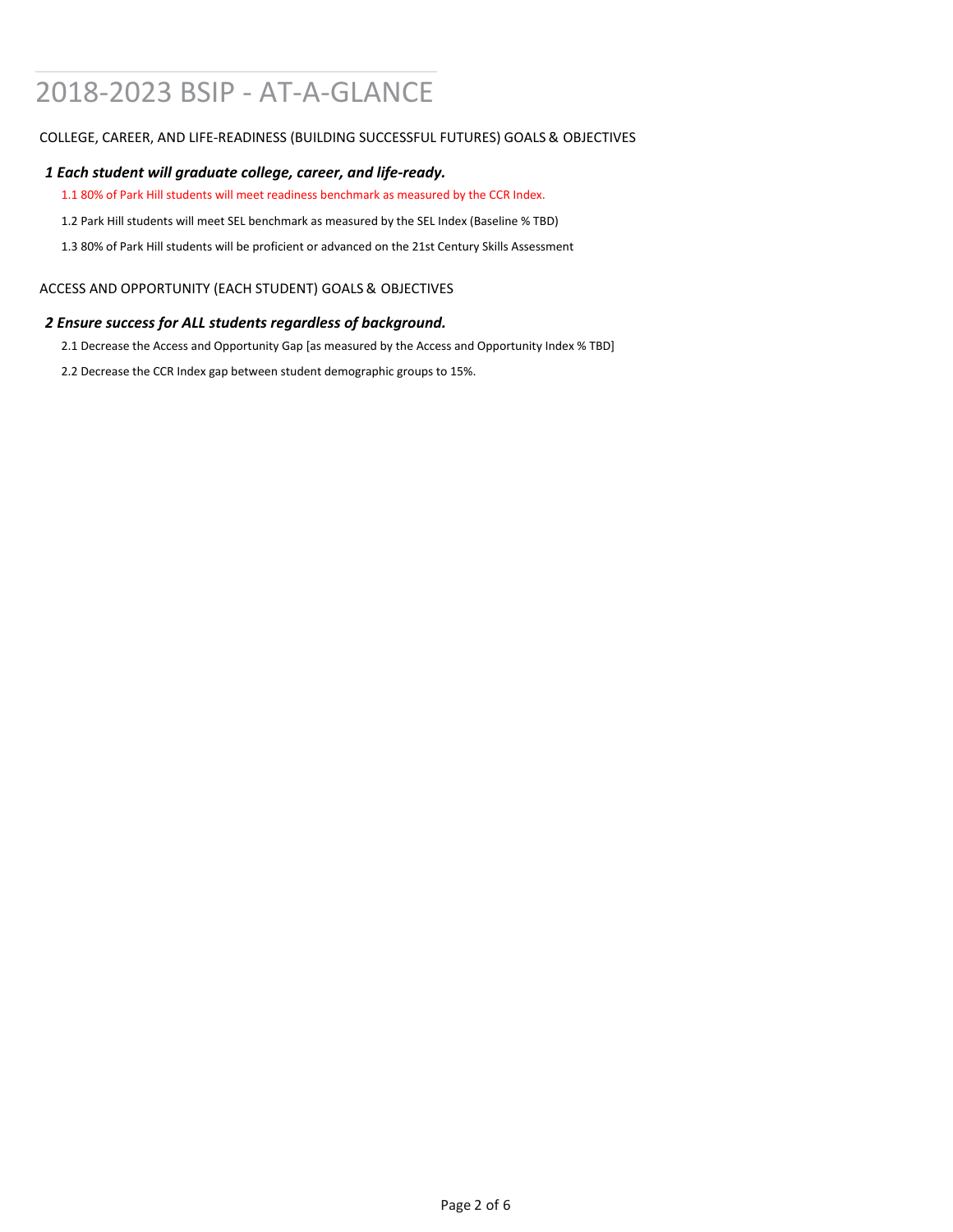# 2018-2023 BSIP - AT-A-GLANCE

COLLEGE, CAREER, AND LIFE-READINESS (BUILDING SUCCESSFUL FUTURES) GOALS & OBJECTIVES

### *1 Each student will graduate college, career, and life-ready.*

1.1 80% of Park Hill students will meet readiness benchmark as measured by the CCR Index.

1.2 Park Hill students will meet SEL benchmark as measured by the SEL Index (Baseline % TBD)

1.3 80% of Park Hill students will be proficient or advanced on the 21st Century Skills Assessment

ACCESS AND OPPORTUNITY (EACH STUDENT) GOALS & OBJECTIVES

### *2 Ensure success for ALL students regardless of background.*

2.1 Decrease the Access and Opportunity Gap [as measured by the Access and Opportunity Index % TBD]

2.2 Decrease the CCR Index gap between student demographic groups to 15%.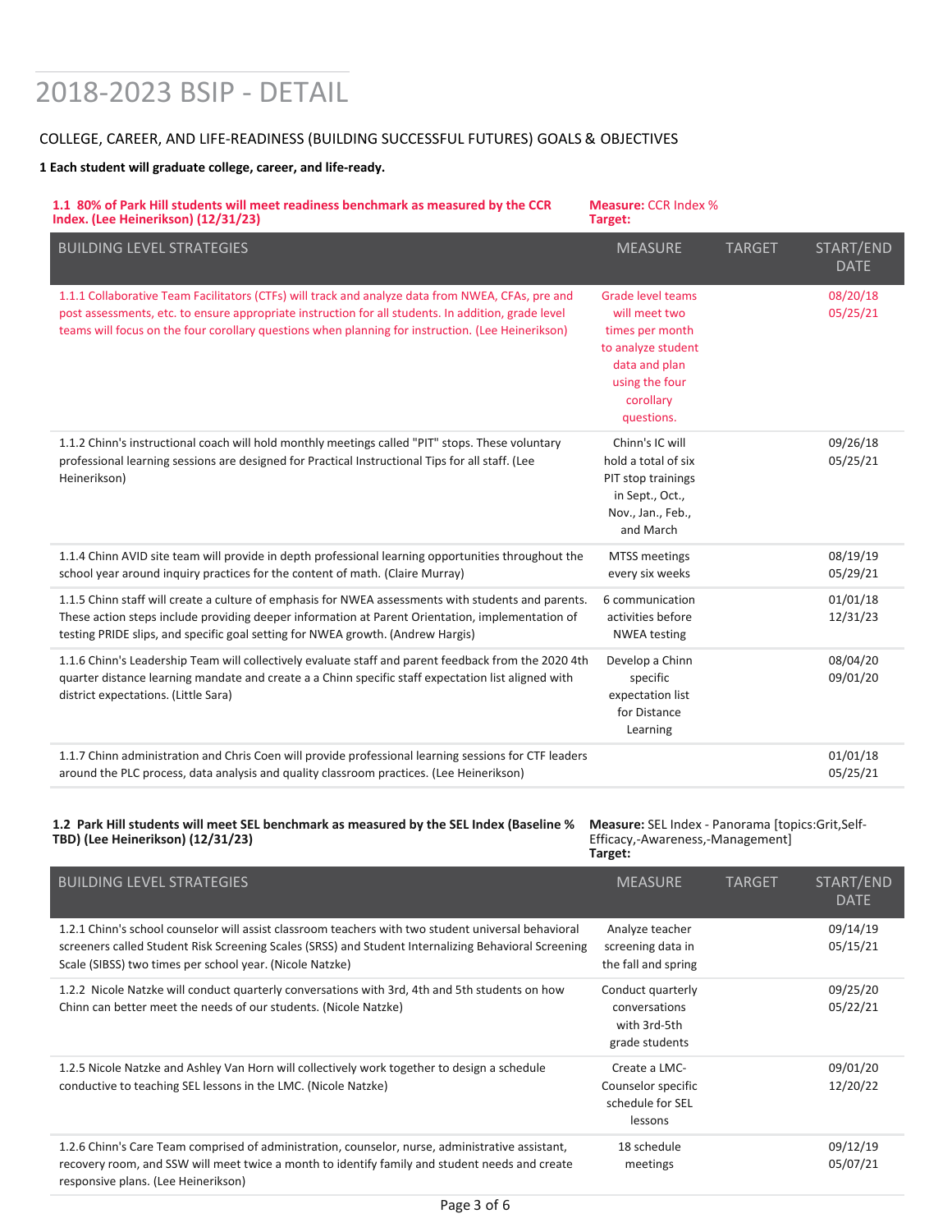# 2018-2023 BSIP - DETAIL

## COLLEGE, CAREER, AND LIFE-READINESS (BUILDING SUCCESSFUL FUTURES) GOALS & OBJECTIVES

**1 Each student will graduate college, career, and life-ready.**

**1.1 80% of Park Hill students will meet readiness benchmark as measured by the CCR Index. (Lee Heinerikson) (12/31/23)**

**Measure:** CCR Index %
**Target:**

| BUILDING LEVEL STRATEGIES | MEASURE | TARGET | START/END DATE |
|---|---|---|---|
| 1.1.1 Collaborative Team Facilitators (CTFs) will track and analyze data from NWEA, CFAs, pre and post assessments, etc. to ensure appropriate instruction for all students. In addition, grade level teams will focus on the four corollary questions when planning for instruction. (Lee Heinerikson) | Grade level teams will meet two times per month to analyze student data and plan using the four corollary questions. | | 08/20/18 05/25/21 |
| 1.1.2 Chinn's instructional coach will hold monthly meetings called "PIT" stops. These voluntary professional learning sessions are designed for Practical Instructional Tips for all staff. (Lee Heinerikson) | Chinn's IC will hold a total of six PIT stop trainings in Sept., Oct., Nov., Jan., Feb., and March | | 09/26/18 05/25/21 |
| 1.1.4 Chinn AVID site team will provide in depth professional learning opportunities throughout the school year around inquiry practices for the content of math. (Claire Murray) | MTSS meetings every six weeks | | 08/19/19 05/29/21 |
| 1.1.5 Chinn staff will create a culture of emphasis for NWEA assessments with students and parents. These action steps include providing deeper information at Parent Orientation, implementation of testing PRIDE slips, and specific goal setting for NWEA growth. (Andrew Hargis) | 6 communication activities before NWEA testing | | 01/01/18 12/31/23 |
| 1.1.6 Chinn's Leadership Team will collectively evaluate staff and parent feedback from the 2020 4th quarter distance learning mandate and create a a Chinn specific staff expectation list aligned with district expectations. (Little Sara) | Develop a Chinn specific expectation list for Distance Learning | | 08/04/20 09/01/20 |
| 1.1.7 Chinn administration and Chris Coen will provide professional learning sessions for CTF leaders around the PLC process, data analysis and quality classroom practices. (Lee Heinerikson) | | | 01/01/18 05/25/21 |

**1.2 Park Hill students will meet SEL benchmark as measured by the SEL Index (Baseline % TBD) (Lee Heinerikson) (12/31/23)**

**Measure:** SEL Index - Panorama [topics:Grit,Self-Efficacy,-Awareness,-Management]
**Target:**

| BUILDING LEVEL STRATEGIES | MEASURE | TARGET | START/END DATE |
|---|---|---|---|
| 1.2.1 Chinn's school counselor will assist classroom teachers with two student universal behavioral screeners called Student Risk Screening Scales (SRSS) and Student Internalizing Behavioral Screening Scale (SIBSS) two times per school year. (Nicole Natzke) | Analyze teacher screening data in the fall and spring | | 09/14/19 05/15/21 |
| 1.2.2 Nicole Natzke will conduct quarterly conversations with 3rd, 4th and 5th students on how Chinn can better meet the needs of our students. (Nicole Natzke) | Conduct quarterly conversations with 3rd-5th grade students | | 09/25/20 05/22/21 |
| 1.2.5 Nicole Natzke and Ashley Van Horn will collectively work together to design a schedule conductive to teaching SEL lessons in the LMC. (Nicole Natzke) | Create a LMC-Counselor specific schedule for SEL lessons | | 09/01/20 12/20/22 |
| 1.2.6 Chinn's Care Team comprised of administration, counselor, nurse, administrative assistant, recovery room, and SSW will meet twice a month to identify family and student needs and create responsive plans. (Lee Heinerikson) | 18 schedule meetings | | 09/12/19 05/07/21 |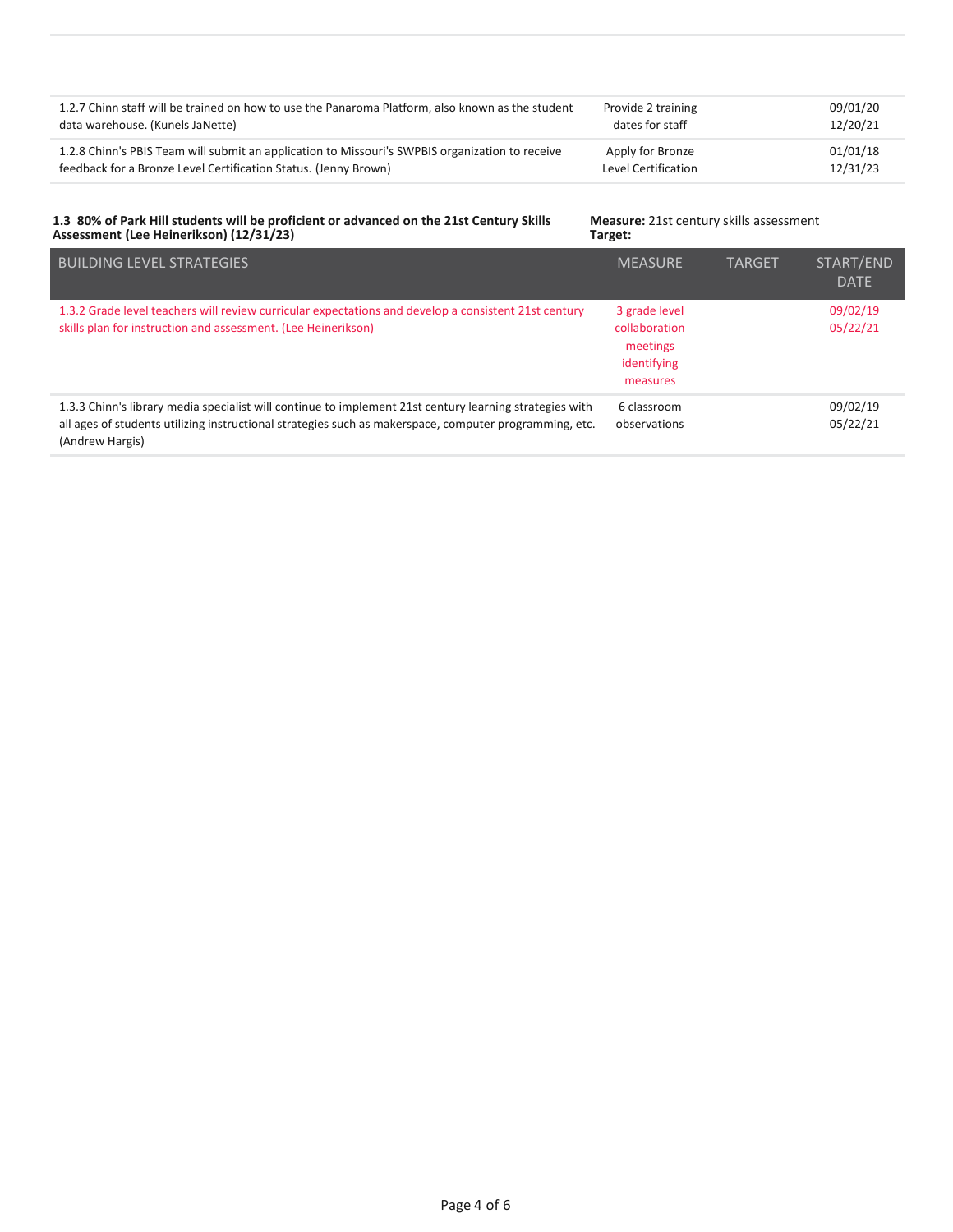| | | | |
|---|---|---|---|
| 1.2.7 Chinn staff will be trained on how to use the Panaroma Platform, also known as the student data warehouse. (Kunels JaNette) | Provide 2 training dates for staff | | 09/01/20<br>12/20/21 |
| 1.2.8 Chinn's PBIS Team will submit an application to Missouri's SWPBIS organization to receive feedback for a Bronze Level Certification Status. (Jenny Brown) | Apply for Bronze Level Certification | | 01/01/18<br>12/31/23 |

**1.3 80% of Park Hill students will be proficient or advanced on the 21st Century Skills Assessment (Lee Heinerikson) (12/31/23)**

**Measure:** 21st century skills assessment
**Target:**

| BUILDING LEVEL STRATEGIES | MEASURE | TARGET | START/END DATE |
|---|---|---|---|
| 1.3.2 Grade level teachers will review curricular expectations and develop a consistent 21st century skills plan for instruction and assessment. (Lee Heinerikson) | 3 grade level collaboration meetings identifying measures | | 09/02/19<br>05/22/21 |
| 1.3.3 Chinn's library media specialist will continue to implement 21st century learning strategies with all ages of students utilizing instructional strategies such as makerspace, computer programming, etc. (Andrew Hargis) | 6 classroom observations | | 09/02/19<br>05/22/21 |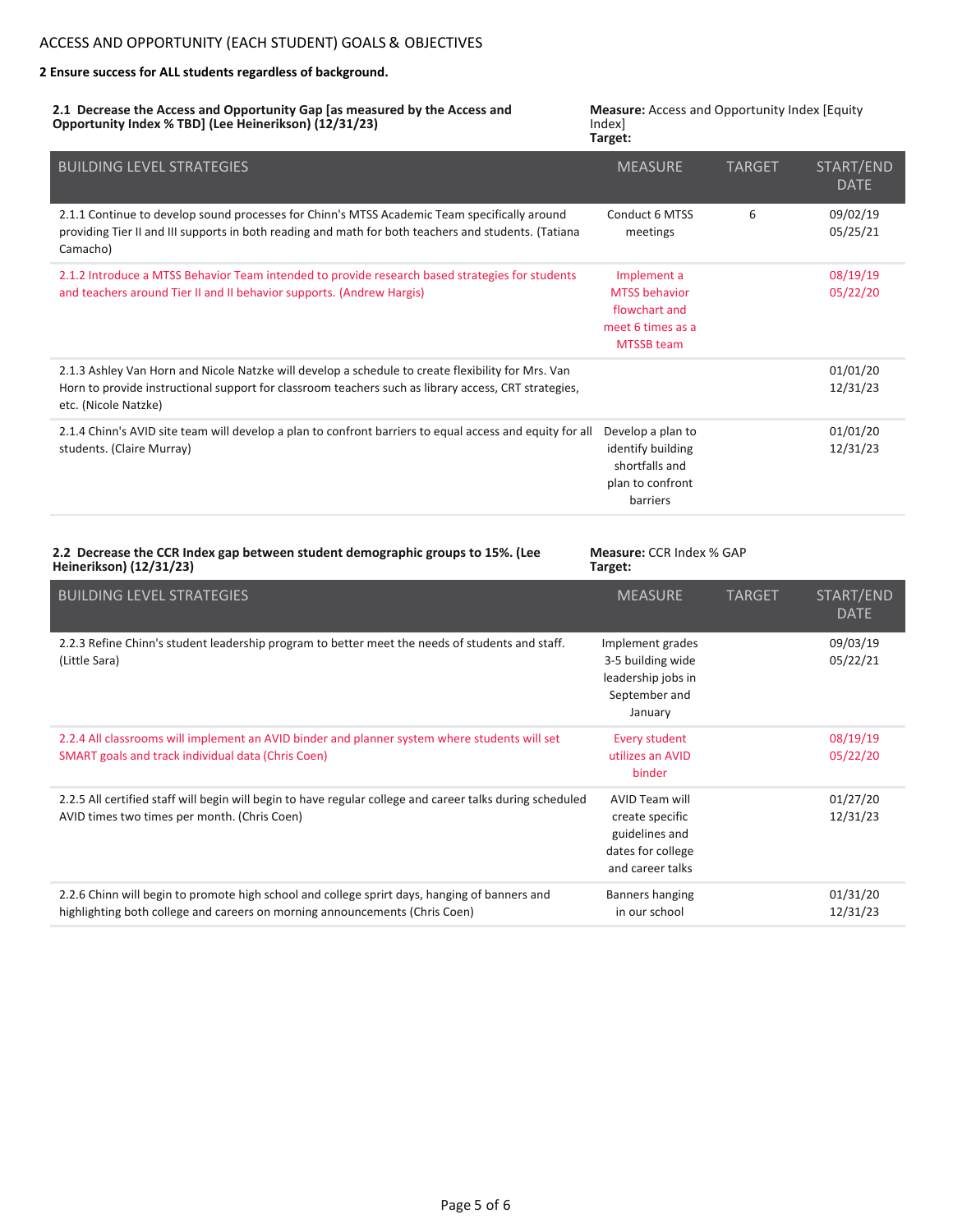ACCESS AND OPPORTUNITY (EACH STUDENT) GOALS & OBJECTIVES

**2 Ensure success for ALL students regardless of background.**

**2.1 Decrease the Access and Opportunity Gap [as measured by the Access and Opportunity Index % TBD] (Lee Heinerikson) (12/31/23)**

**Measure:** Access and Opportunity Index [Equity Index]
**Target:**

| BUILDING LEVEL STRATEGIES | MEASURE | TARGET | START/END DATE |
|---|---|---|---|
| 2.1.1 Continue to develop sound processes for Chinn's MTSS Academic Team specifically around providing Tier II and III supports in both reading and math for both teachers and students. (Tatiana Camacho) | Conduct 6 MTSS meetings | 6 | 09/02/19 05/25/21 |
| 2.1.2 Introduce a MTSS Behavior Team intended to provide research based strategies for students and teachers around Tier II and II behavior supports. (Andrew Hargis) | Implement a MTSS behavior flowchart and meet 6 times as a MTSSB team | | 08/19/19 05/22/20 |
| 2.1.3 Ashley Van Horn and Nicole Natzke will develop a schedule to create flexibility for Mrs. Van Horn to provide instructional support for classroom teachers such as library access, CRT strategies, etc. (Nicole Natzke) | | | 01/01/20 12/31/23 |
| 2.1.4 Chinn's AVID site team will develop a plan to confront barriers to equal access and equity for all students. (Claire Murray) | Develop a plan to identify building shortfalls and plan to confront barriers | | 01/01/20 12/31/23 |

**2.2 Decrease the CCR Index gap between student demographic groups to 15%. (Lee Heinerikson) (12/31/23)**

**Measure:** CCR Index % GAP
**Target:**

| BUILDING LEVEL STRATEGIES | MEASURE | TARGET | START/END DATE |
|---|---|---|---|
| 2.2.3 Refine Chinn's student leadership program to better meet the needs of students and staff. (Little Sara) | Implement grades 3-5 building wide leadership jobs in September and January | | 09/03/19 05/22/21 |
| 2.2.4 All classrooms will implement an AVID binder and planner system where students will set SMART goals and track individual data (Chris Coen) | Every student utilizes an AVID binder | | 08/19/19 05/22/20 |
| 2.2.5 All certified staff will begin will begin to have regular college and career talks during scheduled AVID times two times per month. (Chris Coen) | AVID Team will create specific guidelines and dates for college and career talks | | 01/27/20 12/31/23 |
| 2.2.6 Chinn will begin to promote high school and college sprirt days, hanging of banners and highlighting both college and careers on morning announcements (Chris Coen) | Banners hanging in our school | | 01/31/20 12/31/23 |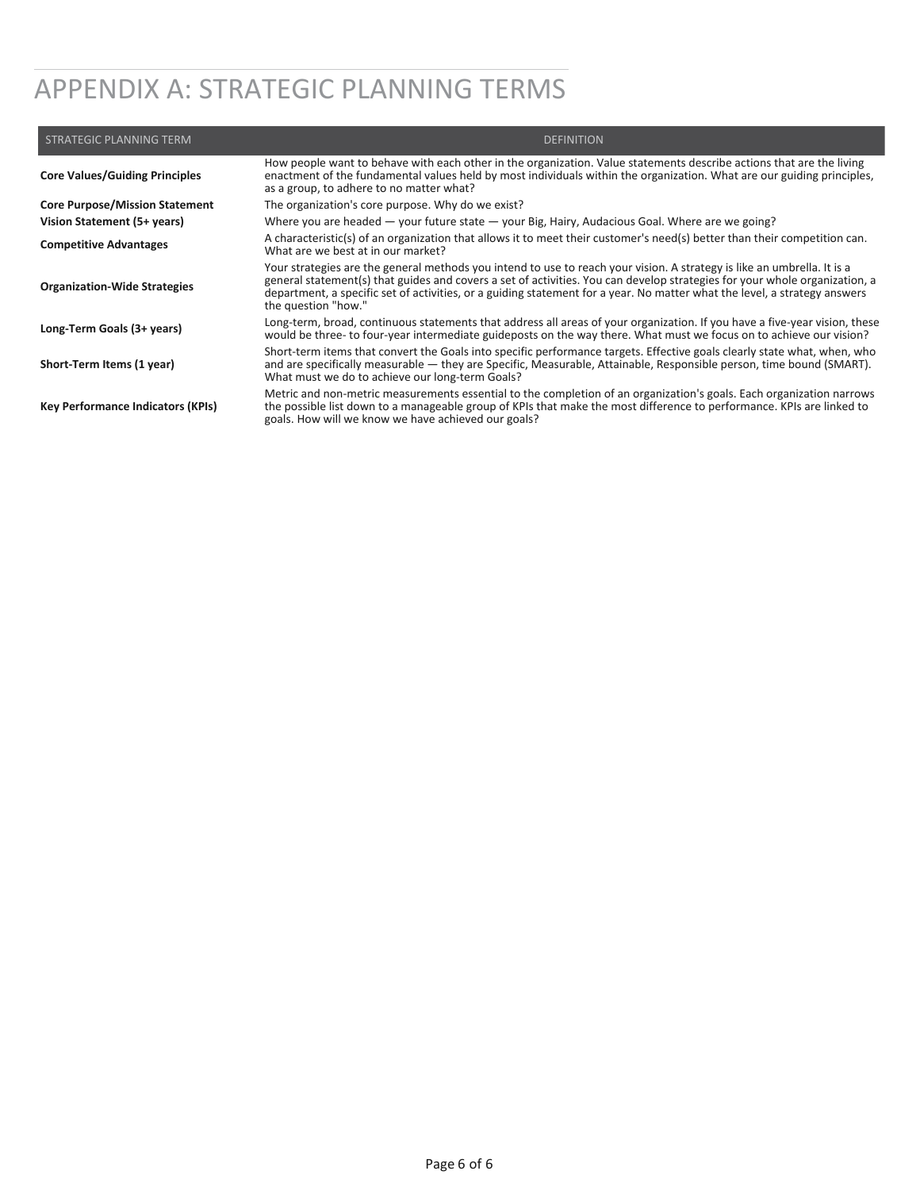# APPENDIX A: STRATEGIC PLANNING TERMS

| STRATEGIC PLANNING TERM | DEFINITION |
|---|---|
| **Core Values/Guiding Principles** | How people want to behave with each other in the organization. Value statements describe actions that are the living enactment of the fundamental values held by most individuals within the organization. What are our guiding principles, as a group, to adhere to no matter what? |
| **Core Purpose/Mission Statement** | The organization's core purpose. Why do we exist? |
| **Vision Statement (5+ years)** | Where you are headed — your future state — your Big, Hairy, Audacious Goal. Where are we going? |
| **Competitive Advantages** | A characteristic(s) of an organization that allows it to meet their customer's need(s) better than their competition can. What are we best at in our market? |
| **Organization-Wide Strategies** | Your strategies are the general methods you intend to use to reach your vision. A strategy is like an umbrella. It is a general statement(s) that guides and covers a set of activities. You can develop strategies for your whole organization, a department, a specific set of activities, or a guiding statement for a year. No matter what the level, a strategy answers the question "how." |
| **Long-Term Goals (3+ years)** | Long-term, broad, continuous statements that address all areas of your organization. If you have a five-year vision, these would be three- to four-year intermediate guideposts on the way there. What must we focus on to achieve our vision? |
| **Short-Term Items (1 year)** | Short-term items that convert the Goals into specific performance targets. Effective goals clearly state what, when, who and are specifically measurable — they are Specific, Measurable, Attainable, Responsible person, time bound (SMART). What must we do to achieve our long-term Goals? |
| **Key Performance Indicators (KPIs)** | Metric and non-metric measurements essential to the completion of an organization's goals. Each organization narrows the possible list down to a manageable group of KPIs that make the most difference to performance. KPIs are linked to goals. How will we know we have achieved our goals? |